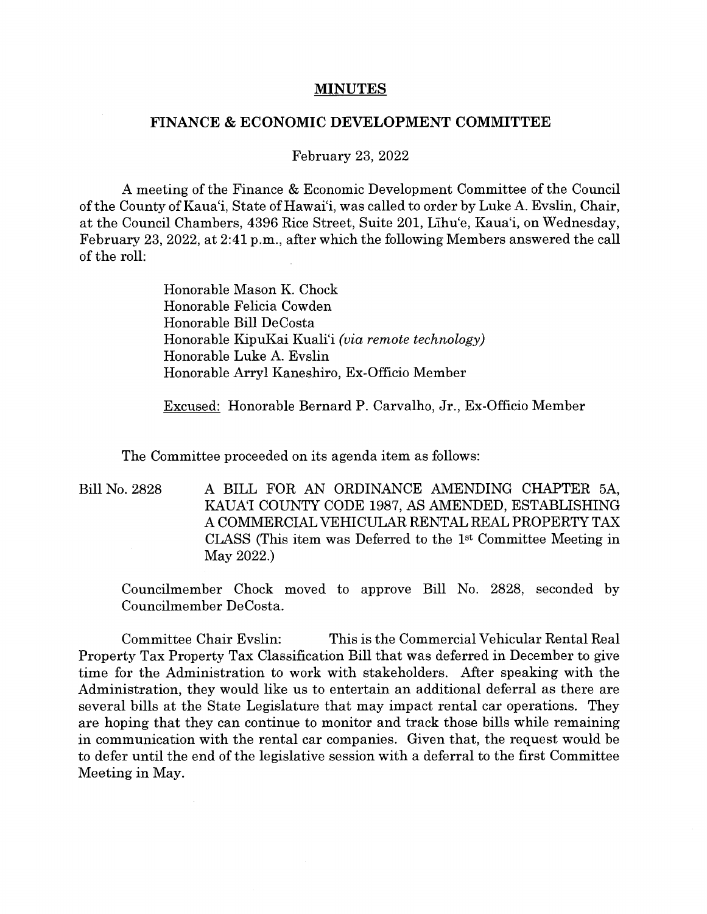# MINUTES

## FINANCE & ECONOMIC DEVELOPMENT COMMITTEE

February 23, 2022

A meeting of the Finance & Economic Development Committee of the Council of the County of Kaua'i, State of Hawai'i, was called to order by Luke A. Evslin, Chair, at the Council Chambers, 4396 Rice Street, Suite 201, Līhu'e, Kaua'i, on Wednesday, February 23, 2022, at 2:41 p.m., after which the following Members answered the call of the roll:

Honorable Mason K. Chock
Honorable Felicia Cowden
Honorable Bill DeCosta
Honorable KipuKai Kuali'i *(via remote technology)*
Honorable Luke A. Evslin
Honorable Arryl Kaneshiro, Ex-Officio Member

Excused: Honorable Bernard P. Carvalho, Jr., Ex-Officio Member

The Committee proceeded on its agenda item as follows:

Bill No. 2828 — A BILL FOR AN ORDINANCE AMENDING CHAPTER 5A, KAUA'I COUNTY CODE 1987, AS AMENDED, ESTABLISHING A COMMERCIAL VEHICULAR RENTAL REAL PROPERTY TAX CLASS (This item was Deferred to the 1st Committee Meeting in May 2022.)

Councilmember Chock moved to approve Bill No. 2828, seconded by Councilmember DeCosta.

Committee Chair Evslin: This is the Commercial Vehicular Rental Real Property Tax Property Tax Classification Bill that was deferred in December to give time for the Administration to work with stakeholders. After speaking with the Administration, they would like us to entertain an additional deferral as there are several bills at the State Legislature that may impact rental car operations. They are hoping that they can continue to monitor and track those bills while remaining in communication with the rental car companies. Given that, the request would be to defer until the end of the legislative session with a deferral to the first Committee Meeting in May.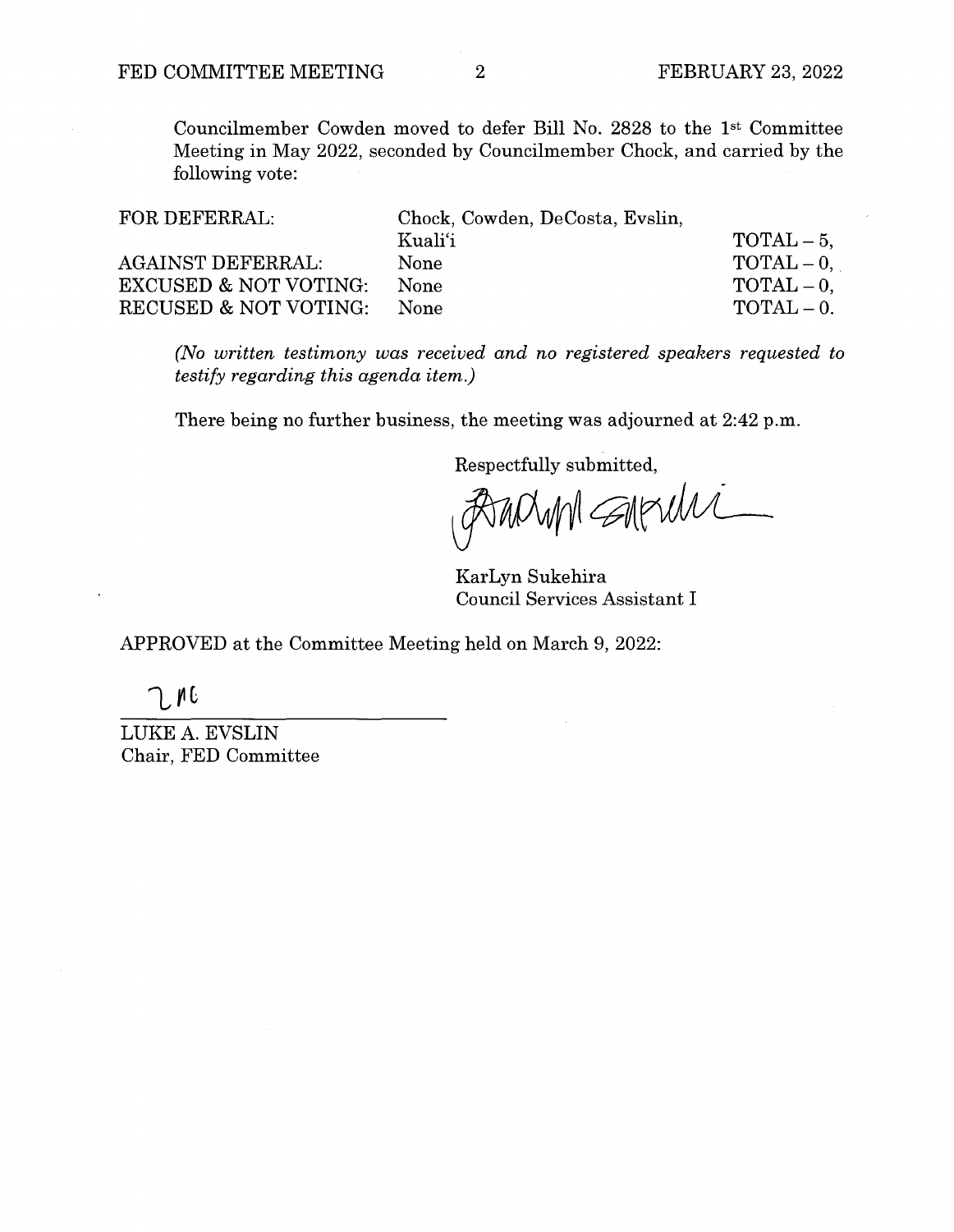Councilmember Cowden moved to defer Bill No. 2828 to the 1st Committee Meeting in May 2022, seconded by Councilmember Chock, and carried by the following vote:

| | | |
|---|---|---|
| FOR DEFERRAL: | Chock, Cowden, DeCosta, Evslin, Kuali'i | TOTAL – 5, |
| AGAINST DEFERRAL: | None | TOTAL – 0, |
| EXCUSED & NOT VOTING: | None | TOTAL – 0, |
| RECUSED & NOT VOTING: | None | TOTAL – 0. |

*(No written testimony was received and no registered speakers requested to testify regarding this agenda item.)*

There being no further business, the meeting was adjourned at 2:42 p.m.

Respectfully submitted,

KarLyn Sukehira
Council Services Assistant I

APPROVED at the Committee Meeting held on March 9, 2022:

LUKE A. EVSLIN
Chair, FED Committee